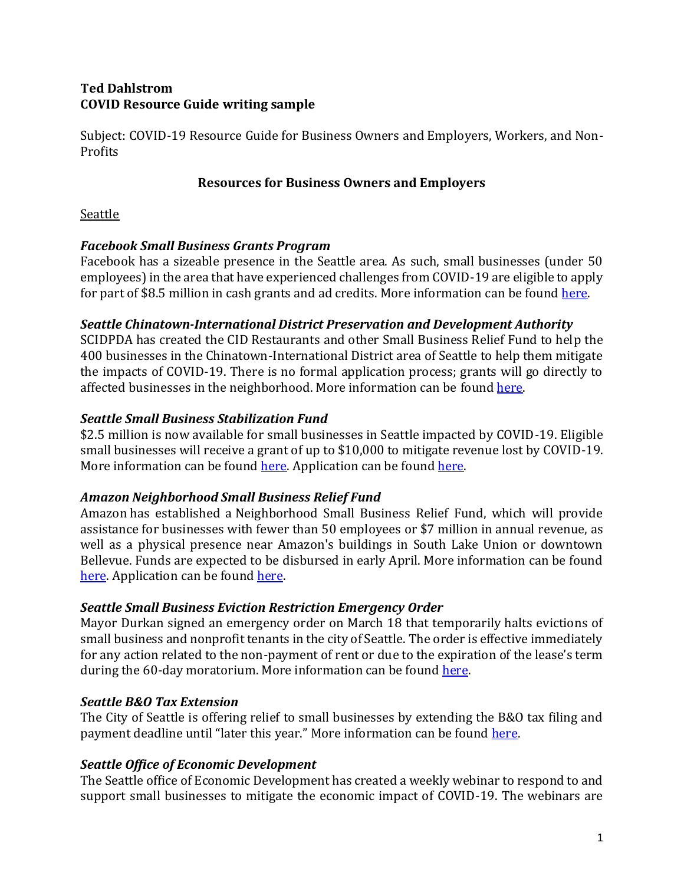**Ted Dahlstrom**
**COVID Resource Guide writing sample**

Subject: COVID-19 Resource Guide for Business Owners and Employers, Workers, and Non-Profits

## Resources for Business Owners and Employers

Seattle

### *Facebook Small Business Grants Program*

Facebook has a sizeable presence in the Seattle area. As such, small businesses (under 50 employees) in the area that have experienced challenges from COVID-19 are eligible to apply for part of $8.5 million in cash grants and ad credits. More information can be found here.

### *Seattle Chinatown-International District Preservation and Development Authority*

SCIDPDA has created the CID Restaurants and other Small Business Relief Fund to help the 400 businesses in the Chinatown-International District area of Seattle to help them mitigate the impacts of COVID-19. There is no formal application process; grants will go directly to affected businesses in the neighborhood. More information can be found here.

### *Seattle Small Business Stabilization Fund*

$2.5 million is now available for small businesses in Seattle impacted by COVID-19. Eligible small businesses will receive a grant of up to $10,000 to mitigate revenue lost by COVID-19. More information can be found here. Application can be found here.

### *Amazon Neighborhood Small Business Relief Fund*

Amazon has established a Neighborhood Small Business Relief Fund, which will provide assistance for businesses with fewer than 50 employees or $7 million in annual revenue, as well as a physical presence near Amazon's buildings in South Lake Union or downtown Bellevue. Funds are expected to be disbursed in early April. More information can be found here. Application can be found here.

### *Seattle Small Business Eviction Restriction Emergency Order*

Mayor Durkan signed an emergency order on March 18 that temporarily halts evictions of small business and nonprofit tenants in the city of Seattle. The order is effective immediately for any action related to the non-payment of rent or due to the expiration of the lease's term during the 60-day moratorium. More information can be found here.

### *Seattle B&O Tax Extension*

The City of Seattle is offering relief to small businesses by extending the B&O tax filing and payment deadline until "later this year." More information can be found here.

### *Seattle Office of Economic Development*

The Seattle office of Economic Development has created a weekly webinar to respond to and support small businesses to mitigate the economic impact of COVID-19. The webinars are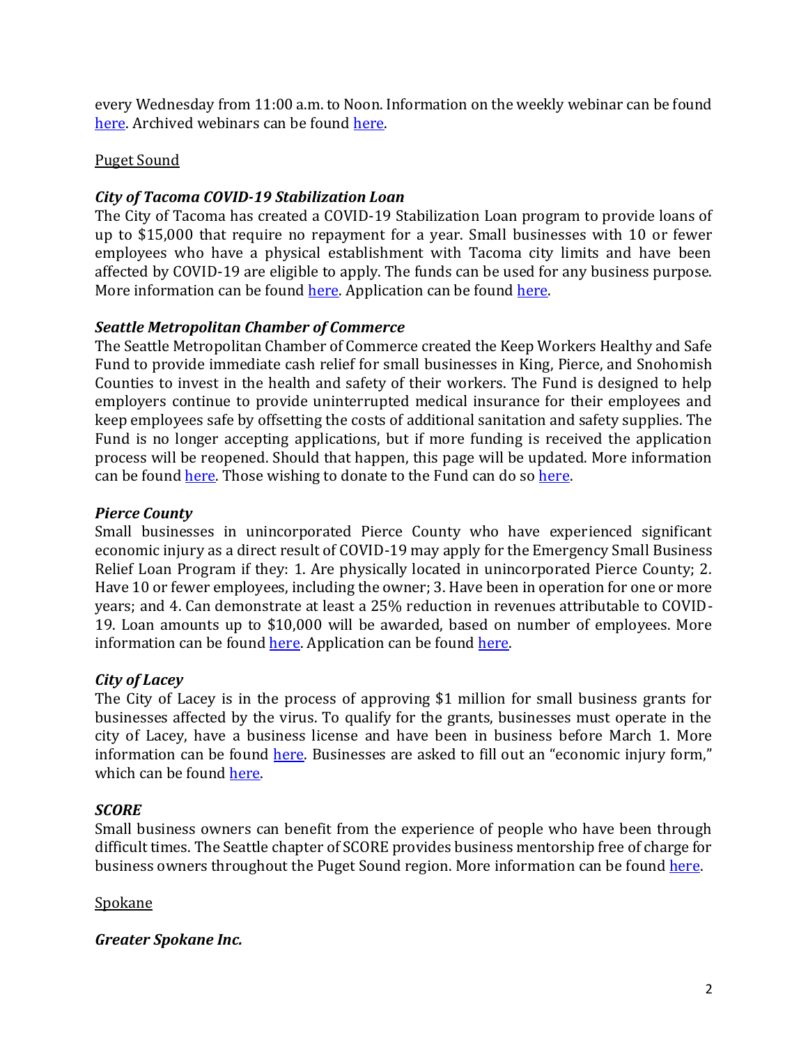every Wednesday from 11:00 a.m. to Noon. Information on the weekly webinar can be found here. Archived webinars can be found here.

Puget Sound

***City of Tacoma COVID-19 Stabilization Loan***

The City of Tacoma has created a COVID-19 Stabilization Loan program to provide loans of up to $15,000 that require no repayment for a year. Small businesses with 10 or fewer employees who have a physical establishment with Tacoma city limits and have been affected by COVID-19 are eligible to apply. The funds can be used for any business purpose. More information can be found here. Application can be found here.

***Seattle Metropolitan Chamber of Commerce***

The Seattle Metropolitan Chamber of Commerce created the Keep Workers Healthy and Safe Fund to provide immediate cash relief for small businesses in King, Pierce, and Snohomish Counties to invest in the health and safety of their workers. The Fund is designed to help employers continue to provide uninterrupted medical insurance for their employees and keep employees safe by offsetting the costs of additional sanitation and safety supplies. The Fund is no longer accepting applications, but if more funding is received the application process will be reopened. Should that happen, this page will be updated. More information can be found here. Those wishing to donate to the Fund can do so here.

***Pierce County***

Small businesses in unincorporated Pierce County who have experienced significant economic injury as a direct result of COVID-19 may apply for the Emergency Small Business Relief Loan Program if they: 1. Are physically located in unincorporated Pierce County; 2. Have 10 or fewer employees, including the owner; 3. Have been in operation for one or more years; and 4. Can demonstrate at least a 25% reduction in revenues attributable to COVID-19. Loan amounts up to $10,000 will be awarded, based on number of employees. More information can be found here. Application can be found here.

***City of Lacey***

The City of Lacey is in the process of approving $1 million for small business grants for businesses affected by the virus. To qualify for the grants, businesses must operate in the city of Lacey, have a business license and have been in business before March 1. More information can be found here. Businesses are asked to fill out an "economic injury form," which can be found here.

***SCORE***

Small business owners can benefit from the experience of people who have been through difficult times. The Seattle chapter of SCORE provides business mentorship free of charge for business owners throughout the Puget Sound region. More information can be found here.

Spokane

***Greater Spokane Inc.***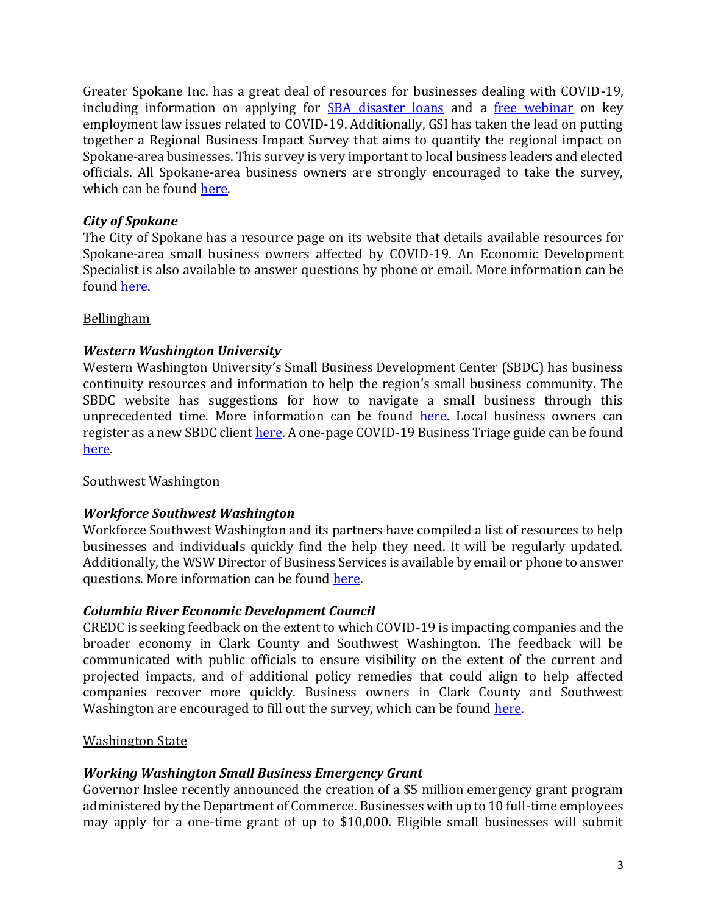Greater Spokane Inc. has a great deal of resources for businesses dealing with COVID-19, including information on applying for [SBA disaster loans]() and a [free webinar]() on key employment law issues related to COVID-19. Additionally, GSI has taken the lead on putting together a Regional Business Impact Survey that aims to quantify the regional impact on Spokane-area businesses. This survey is very important to local business leaders and elected officials. All Spokane-area business owners are strongly encouraged to take the survey, which can be found [here]().

***City of Spokane***

The City of Spokane has a resource page on its website that details available resources for Spokane-area small business owners affected by COVID-19. An Economic Development Specialist is also available to answer questions by phone or email. More information can be found [here]().

<u>Bellingham</u>

***Western Washington University***

Western Washington University's Small Business Development Center (SBDC) has business continuity resources and information to help the region's small business community. The SBDC website has suggestions for how to navigate a small business through this unprecedented time. More information can be found [here](). Local business owners can register as a new SBDC client [here](). A one-page COVID-19 Business Triage guide can be found [here]().

<u>Southwest Washington</u>

***Workforce Southwest Washington***

Workforce Southwest Washington and its partners have compiled a list of resources to help businesses and individuals quickly find the help they need. It will be regularly updated. Additionally, the WSW Director of Business Services is available by email or phone to answer questions. More information can be found [here]().

***Columbia River Economic Development Council***

CREDC is seeking feedback on the extent to which COVID-19 is impacting companies and the broader economy in Clark County and Southwest Washington. The feedback will be communicated with public officials to ensure visibility on the extent of the current and projected impacts, and of additional policy remedies that could align to help affected companies recover more quickly. Business owners in Clark County and Southwest Washington are encouraged to fill out the survey, which can be found [here]().

<u>Washington State</u>

***Working Washington Small Business Emergency Grant***

Governor Inslee recently announced the creation of a $5 million emergency grant program administered by the Department of Commerce. Businesses with up to 10 full-time employees may apply for a one-time grant of up to $10,000. Eligible small businesses will submit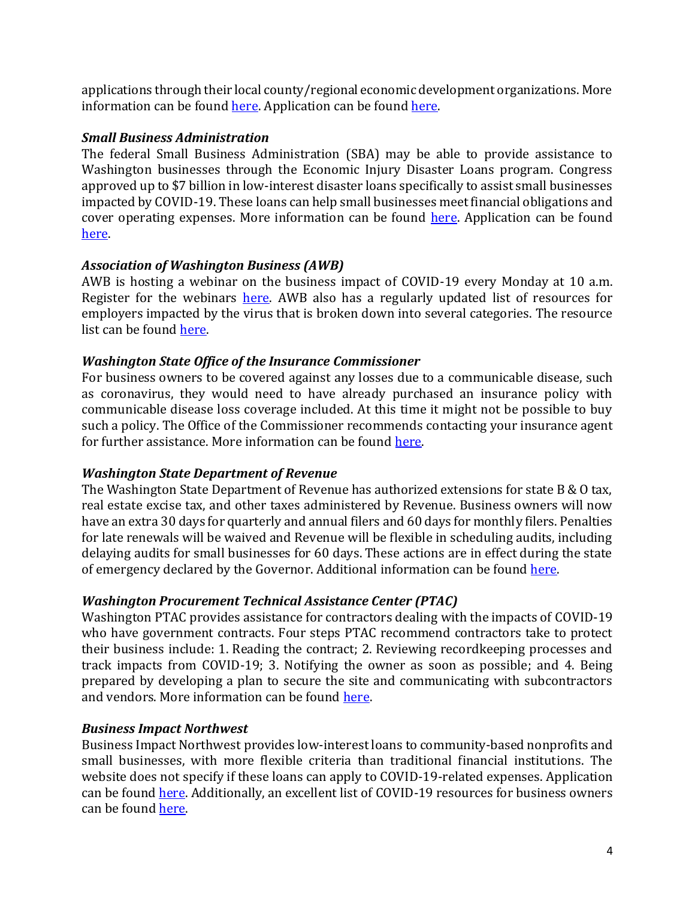applications through their local county/regional economic development organizations. More information can be found here. Application can be found here.

### *Small Business Administration*

The federal Small Business Administration (SBA) may be able to provide assistance to Washington businesses through the Economic Injury Disaster Loans program. Congress approved up to $7 billion in low-interest disaster loans specifically to assist small businesses impacted by COVID-19. These loans can help small businesses meet financial obligations and cover operating expenses. More information can be found here. Application can be found here.

### *Association of Washington Business (AWB)*

AWB is hosting a webinar on the business impact of COVID-19 every Monday at 10 a.m. Register for the webinars here. AWB also has a regularly updated list of resources for employers impacted by the virus that is broken down into several categories. The resource list can be found here.

### *Washington State Office of the Insurance Commissioner*

For business owners to be covered against any losses due to a communicable disease, such as coronavirus, they would need to have already purchased an insurance policy with communicable disease loss coverage included. At this time it might not be possible to buy such a policy. The Office of the Commissioner recommends contacting your insurance agent for further assistance. More information can be found here.

### *Washington State Department of Revenue*

The Washington State Department of Revenue has authorized extensions for state B & O tax, real estate excise tax, and other taxes administered by Revenue. Business owners will now have an extra 30 days for quarterly and annual filers and 60 days for monthly filers. Penalties for late renewals will be waived and Revenue will be flexible in scheduling audits, including delaying audits for small businesses for 60 days. These actions are in effect during the state of emergency declared by the Governor. Additional information can be found here.

### *Washington Procurement Technical Assistance Center (PTAC)*

Washington PTAC provides assistance for contractors dealing with the impacts of COVID-19 who have government contracts. Four steps PTAC recommend contractors take to protect their business include: 1. Reading the contract; 2. Reviewing recordkeeping processes and track impacts from COVID-19; 3. Notifying the owner as soon as possible; and 4. Being prepared by developing a plan to secure the site and communicating with subcontractors and vendors. More information can be found here.

### *Business Impact Northwest*

Business Impact Northwest provides low-interest loans to community-based nonprofits and small businesses, with more flexible criteria than traditional financial institutions. The website does not specify if these loans can apply to COVID-19-related expenses. Application can be found here. Additionally, an excellent list of COVID-19 resources for business owners can be found here.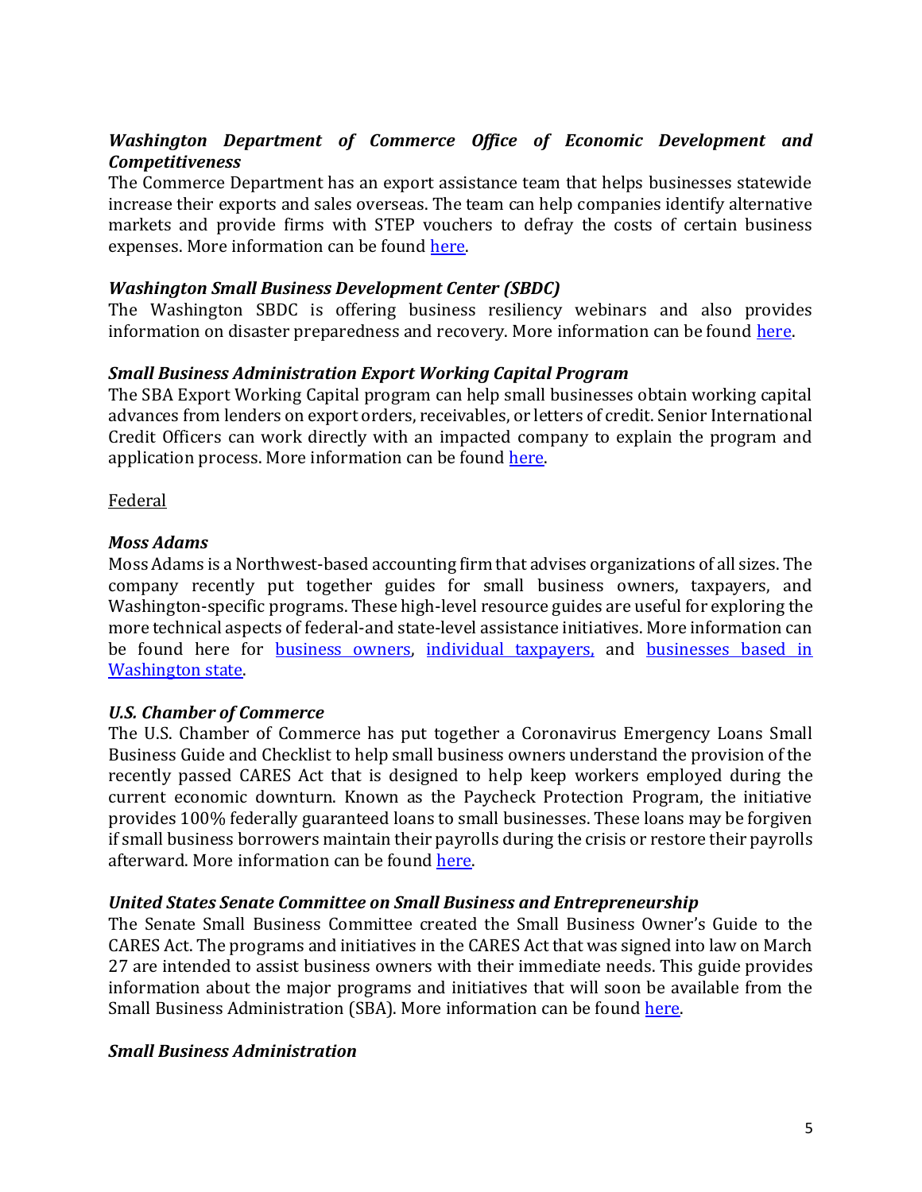***Washington Department of Commerce Office of Economic Development and Competitiveness***

The Commerce Department has an export assistance team that helps businesses statewide increase their exports and sales overseas. The team can help companies identify alternative markets and provide firms with STEP vouchers to defray the costs of certain business expenses. More information can be found here.

***Washington Small Business Development Center (SBDC)***

The Washington SBDC is offering business resiliency webinars and also provides information on disaster preparedness and recovery. More information can be found here.

***Small Business Administration Export Working Capital Program***

The SBA Export Working Capital program can help small businesses obtain working capital advances from lenders on export orders, receivables, or letters of credit. Senior International Credit Officers can work directly with an impacted company to explain the program and application process. More information can be found here.

Federal

***Moss Adams***

Moss Adams is a Northwest-based accounting firm that advises organizations of all sizes. The company recently put together guides for small business owners, taxpayers, and Washington-specific programs. These high-level resource guides are useful for exploring the more technical aspects of federal-and state-level assistance initiatives. More information can be found here for business owners, individual taxpayers, and businesses based in Washington state.

***U.S. Chamber of Commerce***

The U.S. Chamber of Commerce has put together a Coronavirus Emergency Loans Small Business Guide and Checklist to help small business owners understand the provision of the recently passed CARES Act that is designed to help keep workers employed during the current economic downturn. Known as the Paycheck Protection Program, the initiative provides 100% federally guaranteed loans to small businesses. These loans may be forgiven if small business borrowers maintain their payrolls during the crisis or restore their payrolls afterward. More information can be found here.

***United States Senate Committee on Small Business and Entrepreneurship***

The Senate Small Business Committee created the Small Business Owner's Guide to the CARES Act. The programs and initiatives in the CARES Act that was signed into law on March 27 are intended to assist business owners with their immediate needs. This guide provides information about the major programs and initiatives that will soon be available from the Small Business Administration (SBA). More information can be found here.

***Small Business Administration***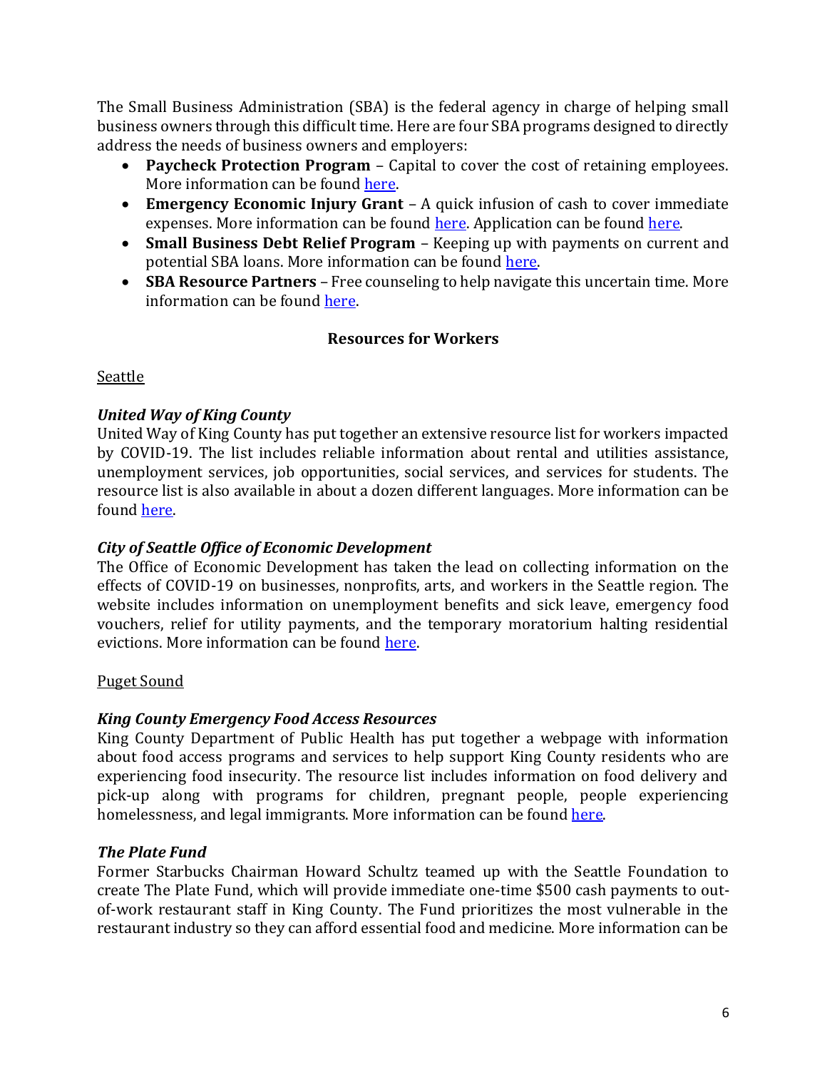The Small Business Administration (SBA) is the federal agency in charge of helping small business owners through this difficult time. Here are four SBA programs designed to directly address the needs of business owners and employers:

- **Paycheck Protection Program** – Capital to cover the cost of retaining employees. More information can be found here.
- **Emergency Economic Injury Grant** – A quick infusion of cash to cover immediate expenses. More information can be found here. Application can be found here.
- **Small Business Debt Relief Program** – Keeping up with payments on current and potential SBA loans. More information can be found here.
- **SBA Resource Partners** – Free counseling to help navigate this uncertain time. More information can be found here.

## Resources for Workers

Seattle

### *United Way of King County*

United Way of King County has put together an extensive resource list for workers impacted by COVID-19. The list includes reliable information about rental and utilities assistance, unemployment services, job opportunities, social services, and services for students. The resource list is also available in about a dozen different languages. More information can be found here.

### *City of Seattle Office of Economic Development*

The Office of Economic Development has taken the lead on collecting information on the effects of COVID-19 on businesses, nonprofits, arts, and workers in the Seattle region. The website includes information on unemployment benefits and sick leave, emergency food vouchers, relief for utility payments, and the temporary moratorium halting residential evictions. More information can be found here.

Puget Sound

### *King County Emergency Food Access Resources*

King County Department of Public Health has put together a webpage with information about food access programs and services to help support King County residents who are experiencing food insecurity. The resource list includes information on food delivery and pick-up along with programs for children, pregnant people, people experiencing homelessness, and legal immigrants. More information can be found here.

### *The Plate Fund*

Former Starbucks Chairman Howard Schultz teamed up with the Seattle Foundation to create The Plate Fund, which will provide immediate one-time $500 cash payments to out-of-work restaurant staff in King County. The Fund prioritizes the most vulnerable in the restaurant industry so they can afford essential food and medicine. More information can be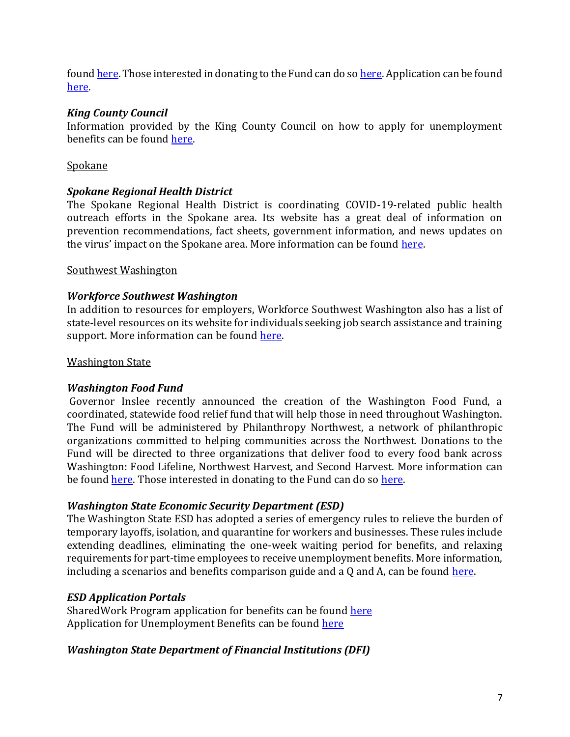found here. Those interested in donating to the Fund can do so here. Application can be found here.

***King County Council***
Information provided by the King County Council on how to apply for unemployment benefits can be found here.

<u>Spokane</u>

***Spokane Regional Health District***
The Spokane Regional Health District is coordinating COVID-19-related public health outreach efforts in the Spokane area. Its website has a great deal of information on prevention recommendations, fact sheets, government information, and news updates on the virus' impact on the Spokane area. More information can be found here.

<u>Southwest Washington</u>

***Workforce Southwest Washington***
In addition to resources for employers, Workforce Southwest Washington also has a list of state-level resources on its website for individuals seeking job search assistance and training support. More information can be found here.

<u>Washington State</u>

***Washington Food Fund***
Governor Inslee recently announced the creation of the Washington Food Fund, a coordinated, statewide food relief fund that will help those in need throughout Washington. The Fund will be administered by Philanthropy Northwest, a network of philanthropic organizations committed to helping communities across the Northwest. Donations to the Fund will be directed to three organizations that deliver food to every food bank across Washington: Food Lifeline, Northwest Harvest, and Second Harvest. More information can be found here. Those interested in donating to the Fund can do so here.

***Washington State Economic Security Department (ESD)***
The Washington State ESD has adopted a series of emergency rules to relieve the burden of temporary layoffs, isolation, and quarantine for workers and businesses. These rules include extending deadlines, eliminating the one-week waiting period for benefits, and relaxing requirements for part-time employees to receive unemployment benefits. More information, including a scenarios and benefits comparison guide and a Q and A, can be found here.

***ESD Application Portals***
SharedWork Program application for benefits can be found here
Application for Unemployment Benefits can be found here

***Washington State Department of Financial Institutions (DFI)***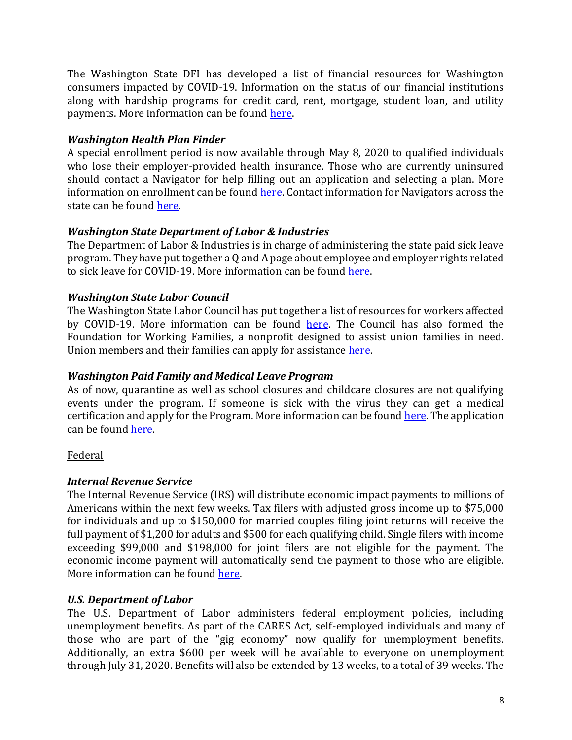The Washington State DFI has developed a list of financial resources for Washington consumers impacted by COVID-19. Information on the status of our financial institutions along with hardship programs for credit card, rent, mortgage, student loan, and utility payments. More information can be found [here](#).

***Washington Health Plan Finder***
A special enrollment period is now available through May 8, 2020 to qualified individuals who lose their employer-provided health insurance. Those who are currently uninsured should contact a Navigator for help filling out an application and selecting a plan. More information on enrollment can be found [here](#). Contact information for Navigators across the state can be found [here](#).

***Washington State Department of Labor & Industries***
The Department of Labor & Industries is in charge of administering the state paid sick leave program. They have put together a Q and A page about employee and employer rights related to sick leave for COVID-19. More information can be found [here](#).

***Washington State Labor Council***
The Washington State Labor Council has put together a list of resources for workers affected by COVID-19. More information can be found [here](#). The Council has also formed the Foundation for Working Families, a nonprofit designed to assist union families in need. Union members and their families can apply for assistance [here](#).

***Washington Paid Family and Medical Leave Program***
As of now, quarantine as well as school closures and childcare closures are not qualifying events under the program. If someone is sick with the virus they can get a medical certification and apply for the Program. More information can be found [here](#). The application can be found [here](#).

<u>Federal</u>

***Internal Revenue Service***
The Internal Revenue Service (IRS) will distribute economic impact payments to millions of Americans within the next few weeks. Tax filers with adjusted gross income up to $75,000 for individuals and up to $150,000 for married couples filing joint returns will receive the full payment of $1,200 for adults and $500 for each qualifying child. Single filers with income exceeding $99,000 and $198,000 for joint filers are not eligible for the payment. The economic income payment will automatically send the payment to those who are eligible. More information can be found [here](#).

***U.S. Department of Labor***
The U.S. Department of Labor administers federal employment policies, including unemployment benefits. As part of the CARES Act, self-employed individuals and many of those who are part of the "gig economy" now qualify for unemployment benefits. Additionally, an extra $600 per week will be available to everyone on unemployment through July 31, 2020. Benefits will also be extended by 13 weeks, to a total of 39 weeks. The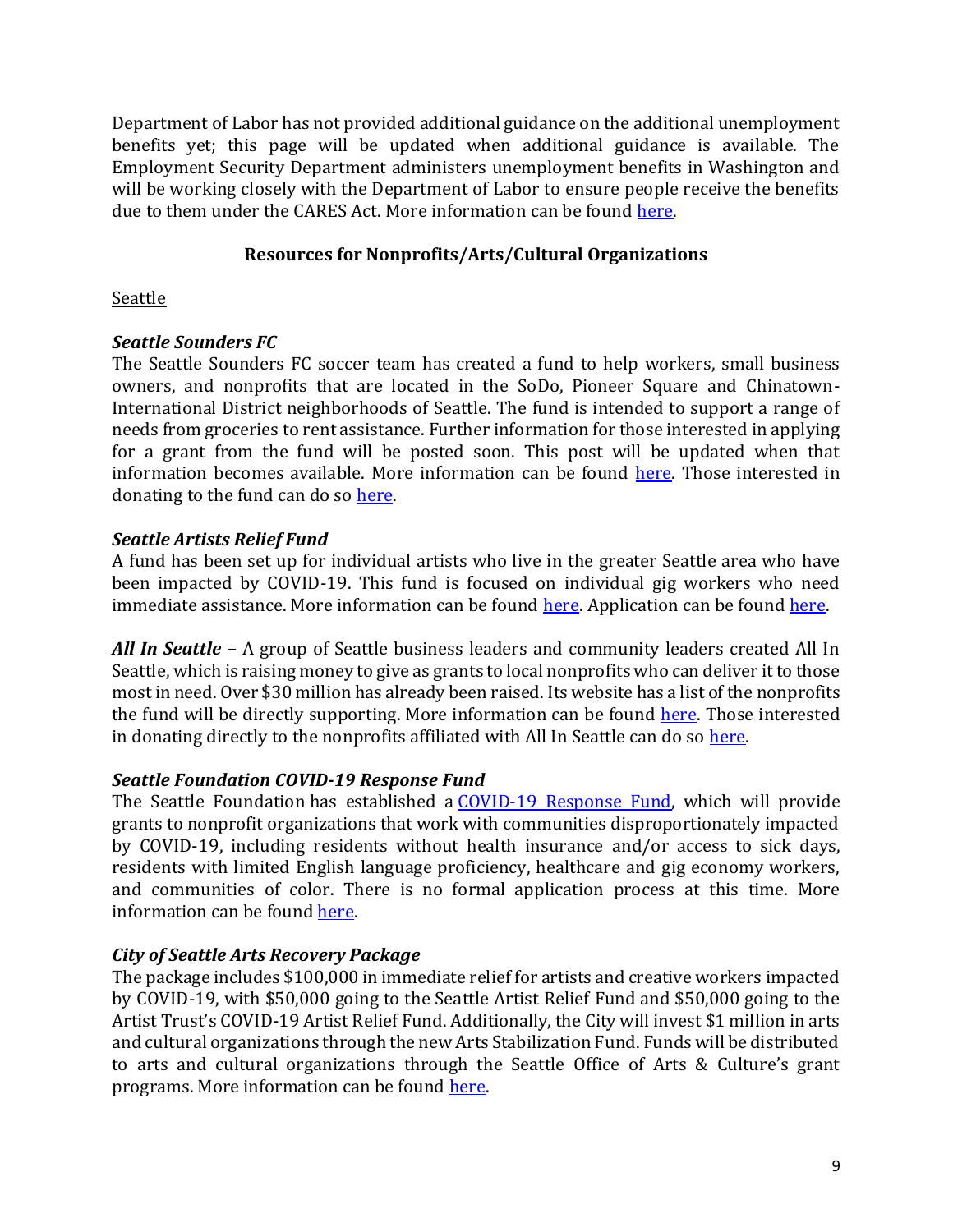Department of Labor has not provided additional guidance on the additional unemployment benefits yet; this page will be updated when additional guidance is available. The Employment Security Department administers unemployment benefits in Washington and will be working closely with the Department of Labor to ensure people receive the benefits due to them under the CARES Act. More information can be found here.

## Resources for Nonprofits/Arts/Cultural Organizations

Seattle

***Seattle Sounders FC***

The Seattle Sounders FC soccer team has created a fund to help workers, small business owners, and nonprofits that are located in the SoDo, Pioneer Square and Chinatown-International District neighborhoods of Seattle. The fund is intended to support a range of needs from groceries to rent assistance. Further information for those interested in applying for a grant from the fund will be posted soon. This post will be updated when that information becomes available. More information can be found here. Those interested in donating to the fund can do so here.

***Seattle Artists Relief Fund***

A fund has been set up for individual artists who live in the greater Seattle area who have been impacted by COVID-19. This fund is focused on individual gig workers who need immediate assistance. More information can be found here. Application can be found here.

***All In Seattle –*** A group of Seattle business leaders and community leaders created All In Seattle, which is raising money to give as grants to local nonprofits who can deliver it to those most in need. Over $30 million has already been raised. Its website has a list of the nonprofits the fund will be directly supporting. More information can be found here. Those interested in donating directly to the nonprofits affiliated with All In Seattle can do so here.

***Seattle Foundation COVID-19 Response Fund***

The Seattle Foundation has established a COVID-19 Response Fund, which will provide grants to nonprofit organizations that work with communities disproportionately impacted by COVID-19, including residents without health insurance and/or access to sick days, residents with limited English language proficiency, healthcare and gig economy workers, and communities of color. There is no formal application process at this time. More information can be found here.

***City of Seattle Arts Recovery Package***

The package includes $100,000 in immediate relief for artists and creative workers impacted by COVID-19, with $50,000 going to the Seattle Artist Relief Fund and $50,000 going to the Artist Trust's COVID-19 Artist Relief Fund. Additionally, the City will invest $1 million in arts and cultural organizations through the new Arts Stabilization Fund. Funds will be distributed to arts and cultural organizations through the Seattle Office of Arts & Culture's grant programs. More information can be found here.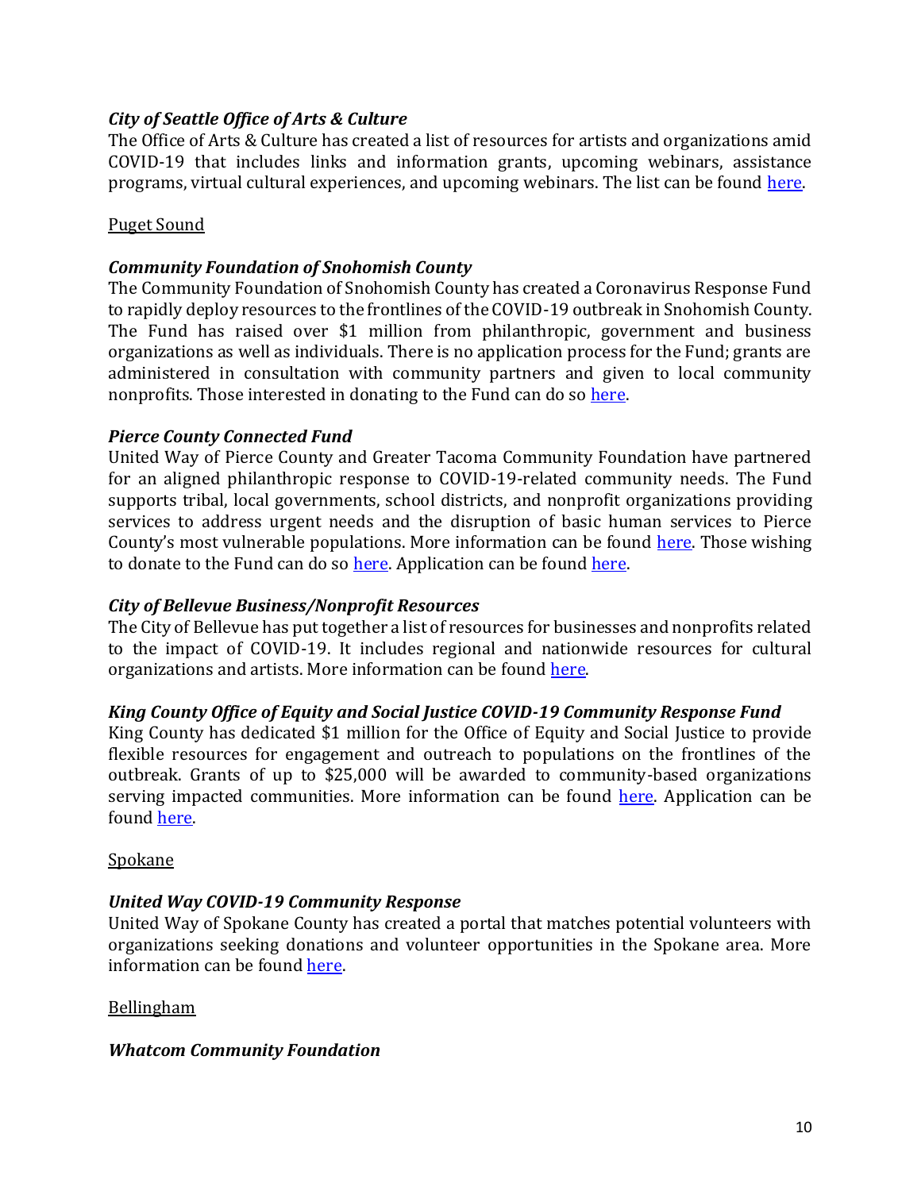### *City of Seattle Office of Arts & Culture*

The Office of Arts & Culture has created a list of resources for artists and organizations amid COVID-19 that includes links and information grants, upcoming webinars, assistance programs, virtual cultural experiences, and upcoming webinars. The list can be found here.

## Puget Sound

### *Community Foundation of Snohomish County*

The Community Foundation of Snohomish County has created a Coronavirus Response Fund to rapidly deploy resources to the frontlines of the COVID-19 outbreak in Snohomish County. The Fund has raised over $1 million from philanthropic, government and business organizations as well as individuals. There is no application process for the Fund; grants are administered in consultation with community partners and given to local community nonprofits. Those interested in donating to the Fund can do so here.

### *Pierce County Connected Fund*

United Way of Pierce County and Greater Tacoma Community Foundation have partnered for an aligned philanthropic response to COVID-19-related community needs. The Fund supports tribal, local governments, school districts, and nonprofit organizations providing services to address urgent needs and the disruption of basic human services to Pierce County's most vulnerable populations. More information can be found here. Those wishing to donate to the Fund can do so here. Application can be found here.

### *City of Bellevue Business/Nonprofit Resources*

The City of Bellevue has put together a list of resources for businesses and nonprofits related to the impact of COVID-19. It includes regional and nationwide resources for cultural organizations and artists. More information can be found here.

### *King County Office of Equity and Social Justice COVID-19 Community Response Fund*

King County has dedicated $1 million for the Office of Equity and Social Justice to provide flexible resources for engagement and outreach to populations on the frontlines of the outbreak. Grants of up to $25,000 will be awarded to community-based organizations serving impacted communities. More information can be found here. Application can be found here.

## Spokane

### *United Way COVID-19 Community Response*

United Way of Spokane County has created a portal that matches potential volunteers with organizations seeking donations and volunteer opportunities in the Spokane area. More information can be found here.

## Bellingham

### *Whatcom Community Foundation*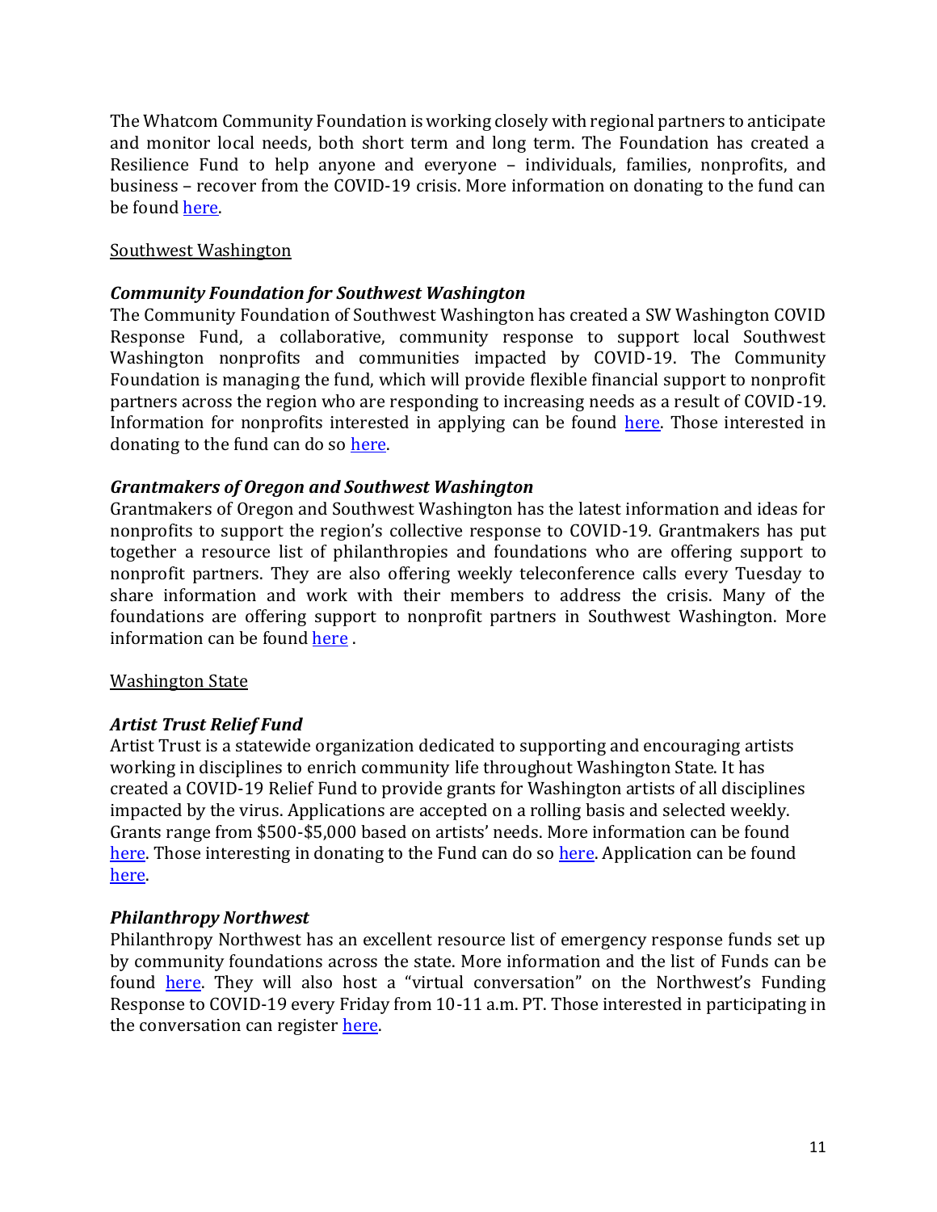The Whatcom Community Foundation is working closely with regional partners to anticipate and monitor local needs, both short term and long term. The Foundation has created a Resilience Fund to help anyone and everyone – individuals, families, nonprofits, and business – recover from the COVID-19 crisis. More information on donating to the fund can be found here.

Southwest Washington

***Community Foundation for Southwest Washington***

The Community Foundation of Southwest Washington has created a SW Washington COVID Response Fund, a collaborative, community response to support local Southwest Washington nonprofits and communities impacted by COVID-19. The Community Foundation is managing the fund, which will provide flexible financial support to nonprofit partners across the region who are responding to increasing needs as a result of COVID-19. Information for nonprofits interested in applying can be found here. Those interested in donating to the fund can do so here.

***Grantmakers of Oregon and Southwest Washington***

Grantmakers of Oregon and Southwest Washington has the latest information and ideas for nonprofits to support the region's collective response to COVID-19. Grantmakers has put together a resource list of philanthropies and foundations who are offering support to nonprofit partners. They are also offering weekly teleconference calls every Tuesday to share information and work with their members to address the crisis. Many of the foundations are offering support to nonprofit partners in Southwest Washington. More information can be found here .

Washington State

***Artist Trust Relief Fund***

Artist Trust is a statewide organization dedicated to supporting and encouraging artists working in disciplines to enrich community life throughout Washington State. It has created a COVID-19 Relief Fund to provide grants for Washington artists of all disciplines impacted by the virus. Applications are accepted on a rolling basis and selected weekly. Grants range from $500-$5,000 based on artists' needs. More information can be found here. Those interesting in donating to the Fund can do so here. Application can be found here.

***Philanthropy Northwest***

Philanthropy Northwest has an excellent resource list of emergency response funds set up by community foundations across the state. More information and the list of Funds can be found here. They will also host a "virtual conversation" on the Northwest's Funding Response to COVID-19 every Friday from 10-11 a.m. PT. Those interested in participating in the conversation can register here.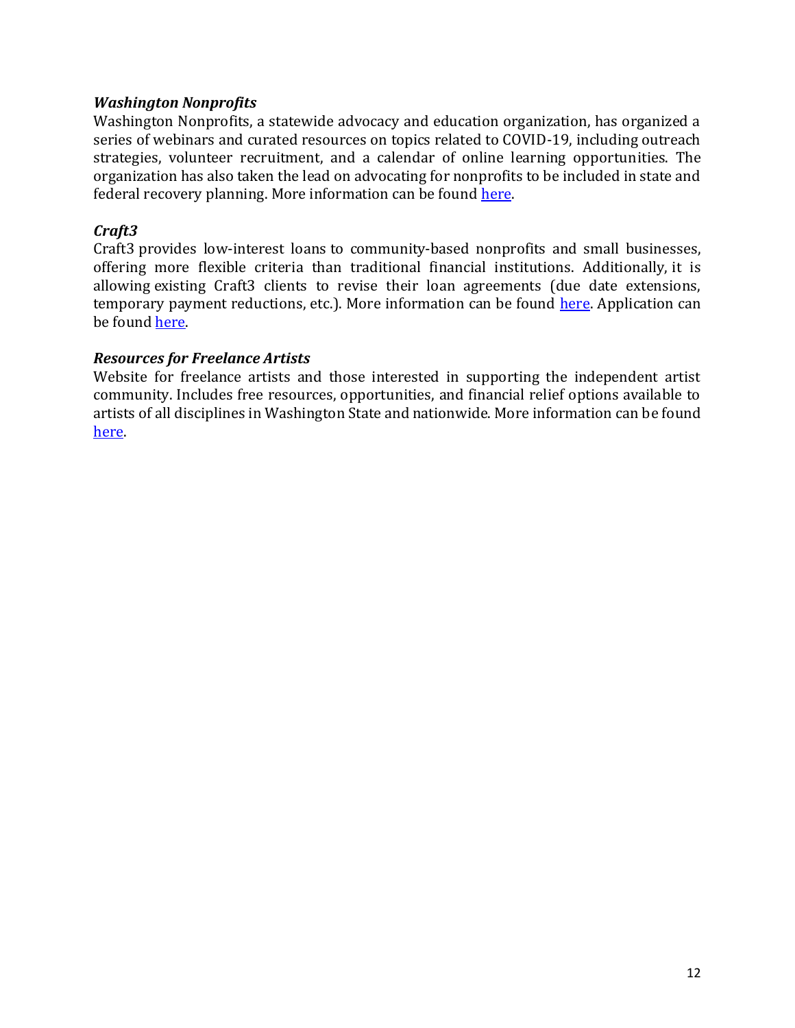***Washington Nonprofits***

Washington Nonprofits, a statewide advocacy and education organization, has organized a series of webinars and curated resources on topics related to COVID-19, including outreach strategies, volunteer recruitment, and a calendar of online learning opportunities. The organization has also taken the lead on advocating for nonprofits to be included in state and federal recovery planning. More information can be found here.

***Craft3***

Craft3 provides low-interest loans to community-based nonprofits and small businesses, offering more flexible criteria than traditional financial institutions. Additionally, it is allowing existing Craft3 clients to revise their loan agreements (due date extensions, temporary payment reductions, etc.). More information can be found here. Application can be found here.

***Resources for Freelance Artists***

Website for freelance artists and those interested in supporting the independent artist community. Includes free resources, opportunities, and financial relief options available to artists of all disciplines in Washington State and nationwide. More information can be found here.